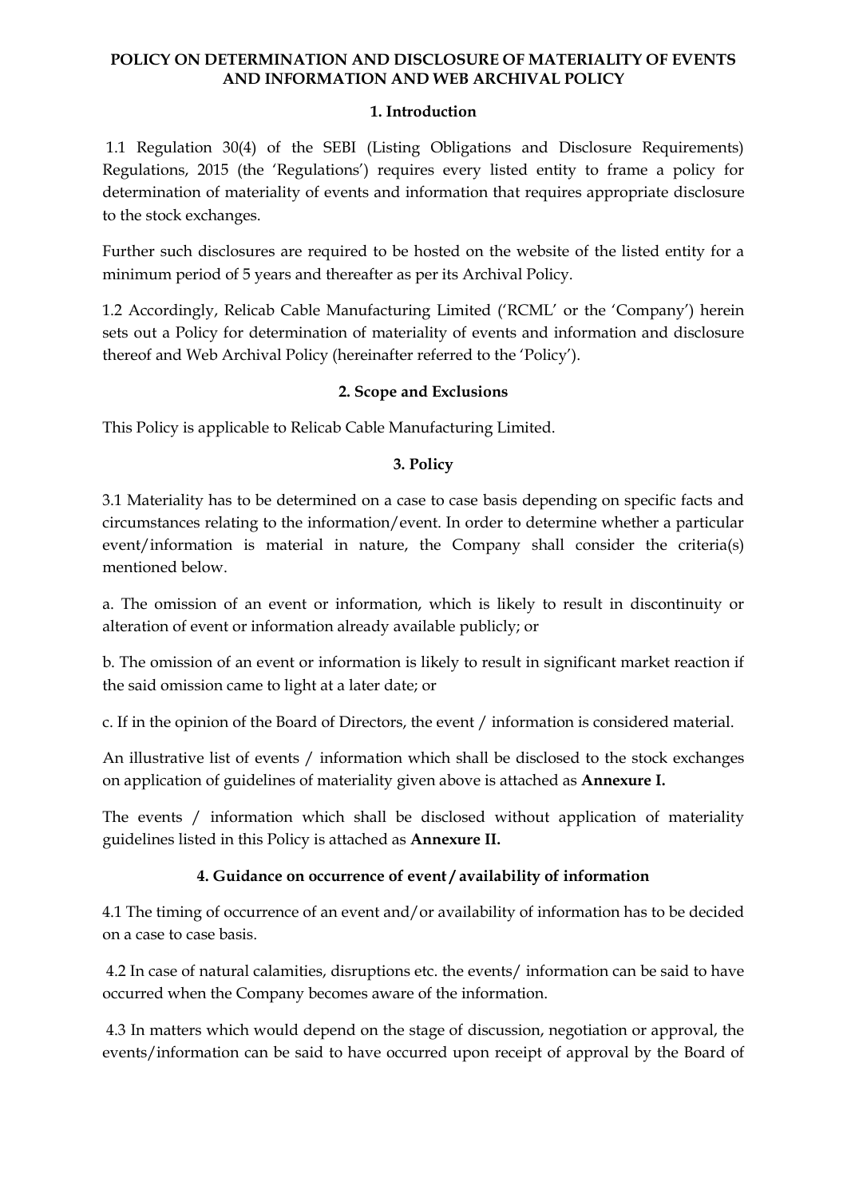# POLICY ON DETERMINATION AND DISCLOSURE OF MATERIALITY OF EVENTS AND INFORMATION AND WEB ARCHIVAL POLICY

## 1. Introduction

1.1 Regulation 30(4) of the SEBI (Listing Obligations and Disclosure Requirements) Regulations, 2015 (the 'Regulations') requires every listed entity to frame a policy for determination of materiality of events and information that requires appropriate disclosure to the stock exchanges.

Further such disclosures are required to be hosted on the website of the listed entity for a minimum period of 5 years and thereafter as per its Archival Policy.

1.2 Accordingly, Relicab Cable Manufacturing Limited ('RCML' or the 'Company') herein sets out a Policy for determination of materiality of events and information and disclosure thereof and Web Archival Policy (hereinafter referred to the 'Policy').

## 2. Scope and Exclusions

This Policy is applicable to Relicab Cable Manufacturing Limited.

## 3. Policy

3.1 Materiality has to be determined on a case to case basis depending on specific facts and circumstances relating to the information/event. In order to determine whether a particular event/information is material in nature, the Company shall consider the criteria(s) mentioned below.

a. The omission of an event or information, which is likely to result in discontinuity or alteration of event or information already available publicly; or

b. The omission of an event or information is likely to result in significant market reaction if the said omission came to light at a later date; or

c. If in the opinion of the Board of Directors, the event / information is considered material.

An illustrative list of events / information which shall be disclosed to the stock exchanges on application of guidelines of materiality given above is attached as **Annexure I.**

The events / information which shall be disclosed without application of materiality guidelines listed in this Policy is attached as **Annexure II.**

## 4. Guidance on occurrence of event / availability of information

4.1 The timing of occurrence of an event and/or availability of information has to be decided on a case to case basis.

4.2 In case of natural calamities, disruptions etc. the events/ information can be said to have occurred when the Company becomes aware of the information.

4.3 In matters which would depend on the stage of discussion, negotiation or approval, the events/information can be said to have occurred upon receipt of approval by the Board of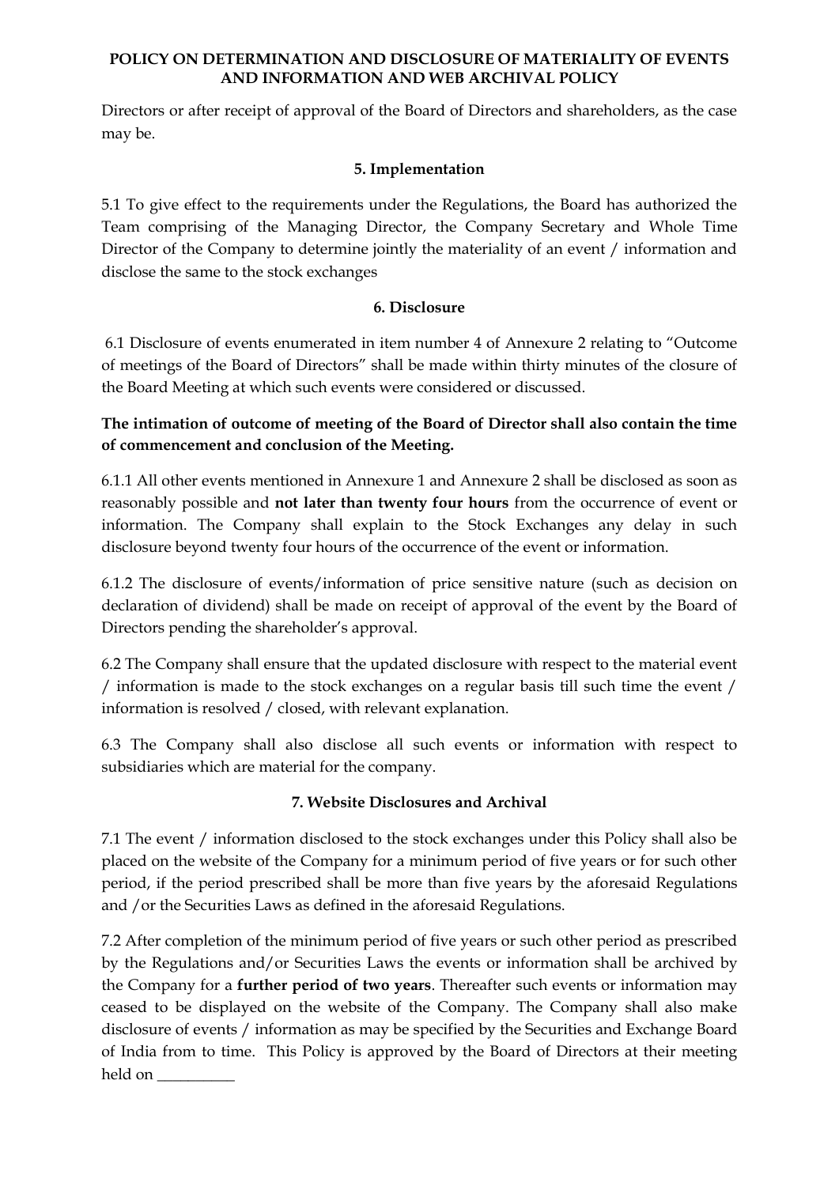Directors or after receipt of approval of the Board of Directors and shareholders, as the case may be.

### 5. Implementation

5.1 To give effect to the requirements under the Regulations, the Board has authorized the Team comprising of the Managing Director, the Company Secretary and Whole Time Director of the Company to determine jointly the materiality of an event / information and disclose the same to the stock exchanges

### 6. Disclosure

6.1 Disclosure of events enumerated in item number 4 of Annexure 2 relating to "Outcome of meetings of the Board of Directors" shall be made within thirty minutes of the closure of the Board Meeting at which such events were considered or discussed.

**The intimation of outcome of meeting of the Board of Director shall also contain the time of commencement and conclusion of the Meeting.**

6.1.1 All other events mentioned in Annexure 1 and Annexure 2 shall be disclosed as soon as reasonably possible and **not later than twenty four hours** from the occurrence of event or information. The Company shall explain to the Stock Exchanges any delay in such disclosure beyond twenty four hours of the occurrence of the event or information.

6.1.2 The disclosure of events/information of price sensitive nature (such as decision on declaration of dividend) shall be made on receipt of approval of the event by the Board of Directors pending the shareholder's approval.

6.2 The Company shall ensure that the updated disclosure with respect to the material event / information is made to the stock exchanges on a regular basis till such time the event / information is resolved / closed, with relevant explanation.

6.3 The Company shall also disclose all such events or information with respect to subsidiaries which are material for the company.

### 7. Website Disclosures and Archival

7.1 The event / information disclosed to the stock exchanges under this Policy shall also be placed on the website of the Company for a minimum period of five years or for such other period, if the period prescribed shall be more than five years by the aforesaid Regulations and /or the Securities Laws as defined in the aforesaid Regulations.

7.2 After completion of the minimum period of five years or such other period as prescribed by the Regulations and/or Securities Laws the events or information shall be archived by the Company for a **further period of two years**. Thereafter such events or information may ceased to be displayed on the website of the Company. The Company shall also make disclosure of events / information as may be specified by the Securities and Exchange Board of India from to time. This Policy is approved by the Board of Directors at their meeting held on __________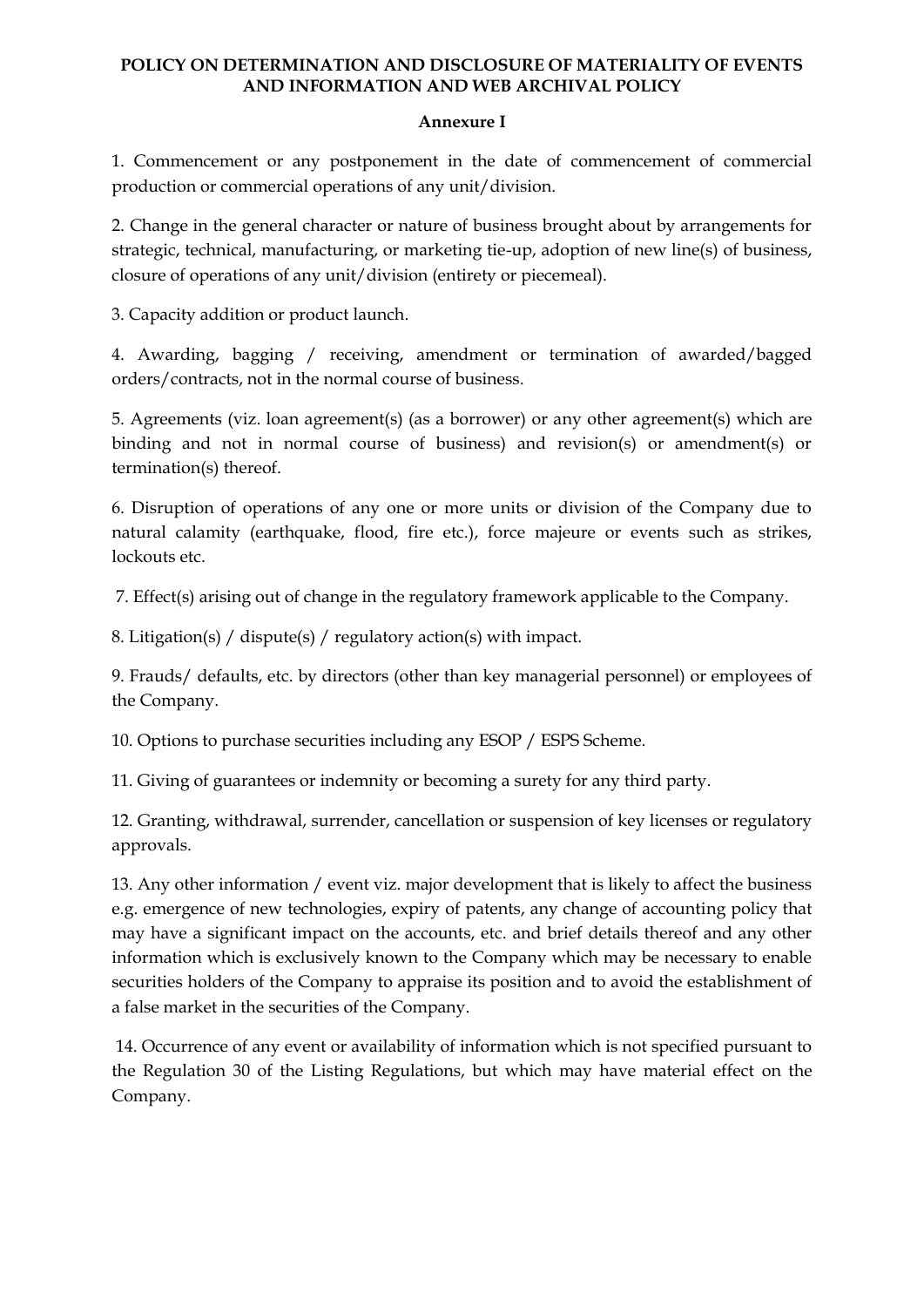**POLICY ON DETERMINATION AND DISCLOSURE OF MATERIALITY OF EVENTS AND INFORMATION AND WEB ARCHIVAL POLICY**

**Annexure I**

1. Commencement or any postponement in the date of commencement of commercial production or commercial operations of any unit/division.

2. Change in the general character or nature of business brought about by arrangements for strategic, technical, manufacturing, or marketing tie-up, adoption of new line(s) of business, closure of operations of any unit/division (entirety or piecemeal).

3. Capacity addition or product launch.

4. Awarding, bagging / receiving, amendment or termination of awarded/bagged orders/contracts, not in the normal course of business.

5. Agreements (viz. loan agreement(s) (as a borrower) or any other agreement(s) which are binding and not in normal course of business) and revision(s) or amendment(s) or termination(s) thereof.

6. Disruption of operations of any one or more units or division of the Company due to natural calamity (earthquake, flood, fire etc.), force majeure or events such as strikes, lockouts etc.

7. Effect(s) arising out of change in the regulatory framework applicable to the Company.

8. Litigation(s) / dispute(s) / regulatory action(s) with impact.

9. Frauds/ defaults, etc. by directors (other than key managerial personnel) or employees of the Company.

10. Options to purchase securities including any ESOP / ESPS Scheme.

11. Giving of guarantees or indemnity or becoming a surety for any third party.

12. Granting, withdrawal, surrender, cancellation or suspension of key licenses or regulatory approvals.

13. Any other information / event viz. major development that is likely to affect the business e.g. emergence of new technologies, expiry of patents, any change of accounting policy that may have a significant impact on the accounts, etc. and brief details thereof and any other information which is exclusively known to the Company which may be necessary to enable securities holders of the Company to appraise its position and to avoid the establishment of a false market in the securities of the Company.

14. Occurrence of any event or availability of information which is not specified pursuant to the Regulation 30 of the Listing Regulations, but which may have material effect on the Company.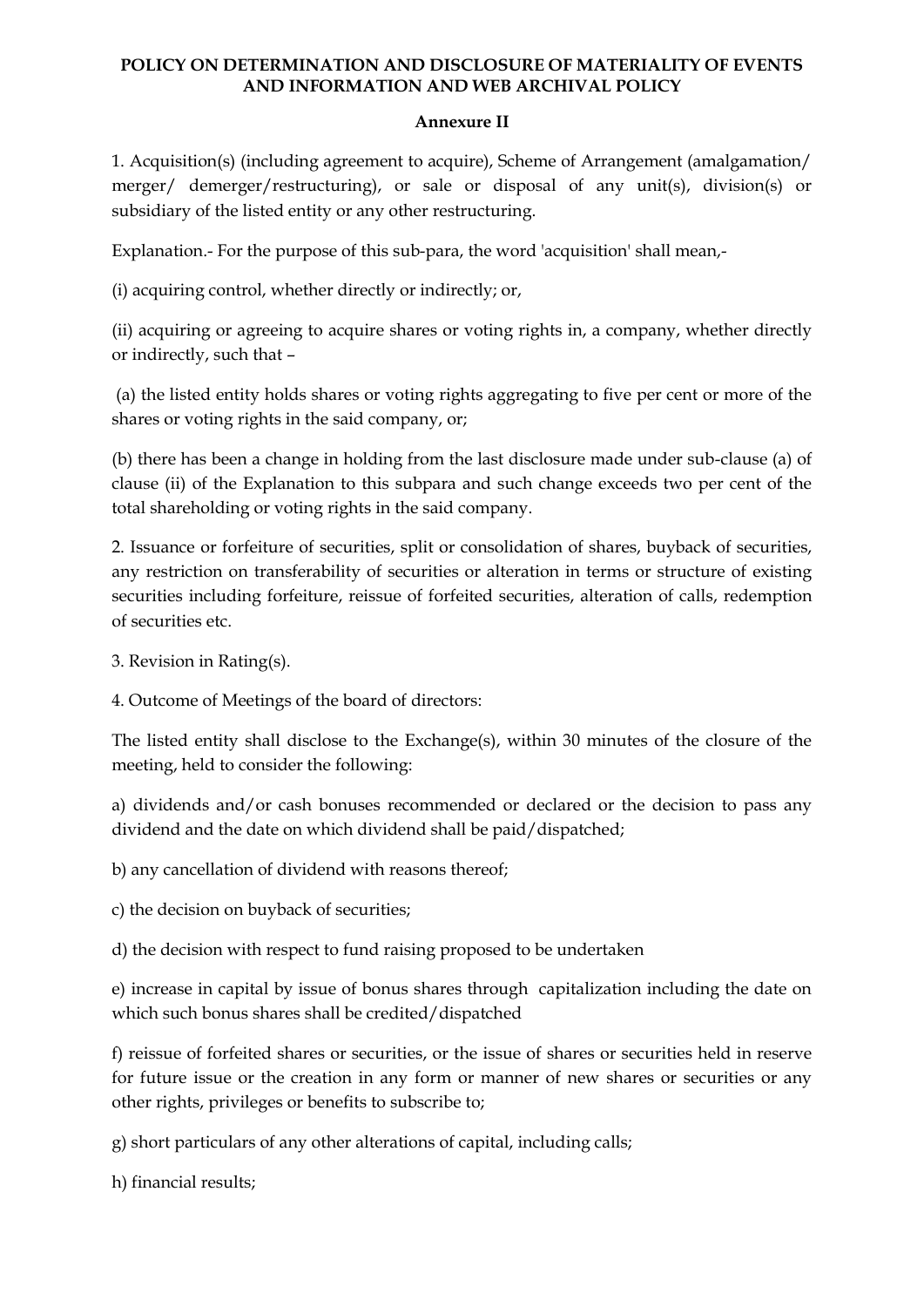**POLICY ON DETERMINATION AND DISCLOSURE OF MATERIALITY OF EVENTS AND INFORMATION AND WEB ARCHIVAL POLICY**

**Annexure II**

1. Acquisition(s) (including agreement to acquire), Scheme of Arrangement (amalgamation/ merger/ demerger/restructuring), or sale or disposal of any unit(s), division(s) or subsidiary of the listed entity or any other restructuring.

Explanation.- For the purpose of this sub-para, the word 'acquisition' shall mean,-

(i) acquiring control, whether directly or indirectly; or,

(ii) acquiring or agreeing to acquire shares or voting rights in, a company, whether directly or indirectly, such that –

(a) the listed entity holds shares or voting rights aggregating to five per cent or more of the shares or voting rights in the said company, or;

(b) there has been a change in holding from the last disclosure made under sub-clause (a) of clause (ii) of the Explanation to this subpara and such change exceeds two per cent of the total shareholding or voting rights in the said company.

2. Issuance or forfeiture of securities, split or consolidation of shares, buyback of securities, any restriction on transferability of securities or alteration in terms or structure of existing securities including forfeiture, reissue of forfeited securities, alteration of calls, redemption of securities etc.

3. Revision in Rating(s).

4. Outcome of Meetings of the board of directors:

The listed entity shall disclose to the Exchange(s), within 30 minutes of the closure of the meeting, held to consider the following:

a) dividends and/or cash bonuses recommended or declared or the decision to pass any dividend and the date on which dividend shall be paid/dispatched;

b) any cancellation of dividend with reasons thereof;

c) the decision on buyback of securities;

d) the decision with respect to fund raising proposed to be undertaken

e) increase in capital by issue of bonus shares through capitalization including the date on which such bonus shares shall be credited/dispatched

f) reissue of forfeited shares or securities, or the issue of shares or securities held in reserve for future issue or the creation in any form or manner of new shares or securities or any other rights, privileges or benefits to subscribe to;

g) short particulars of any other alterations of capital, including calls;

h) financial results;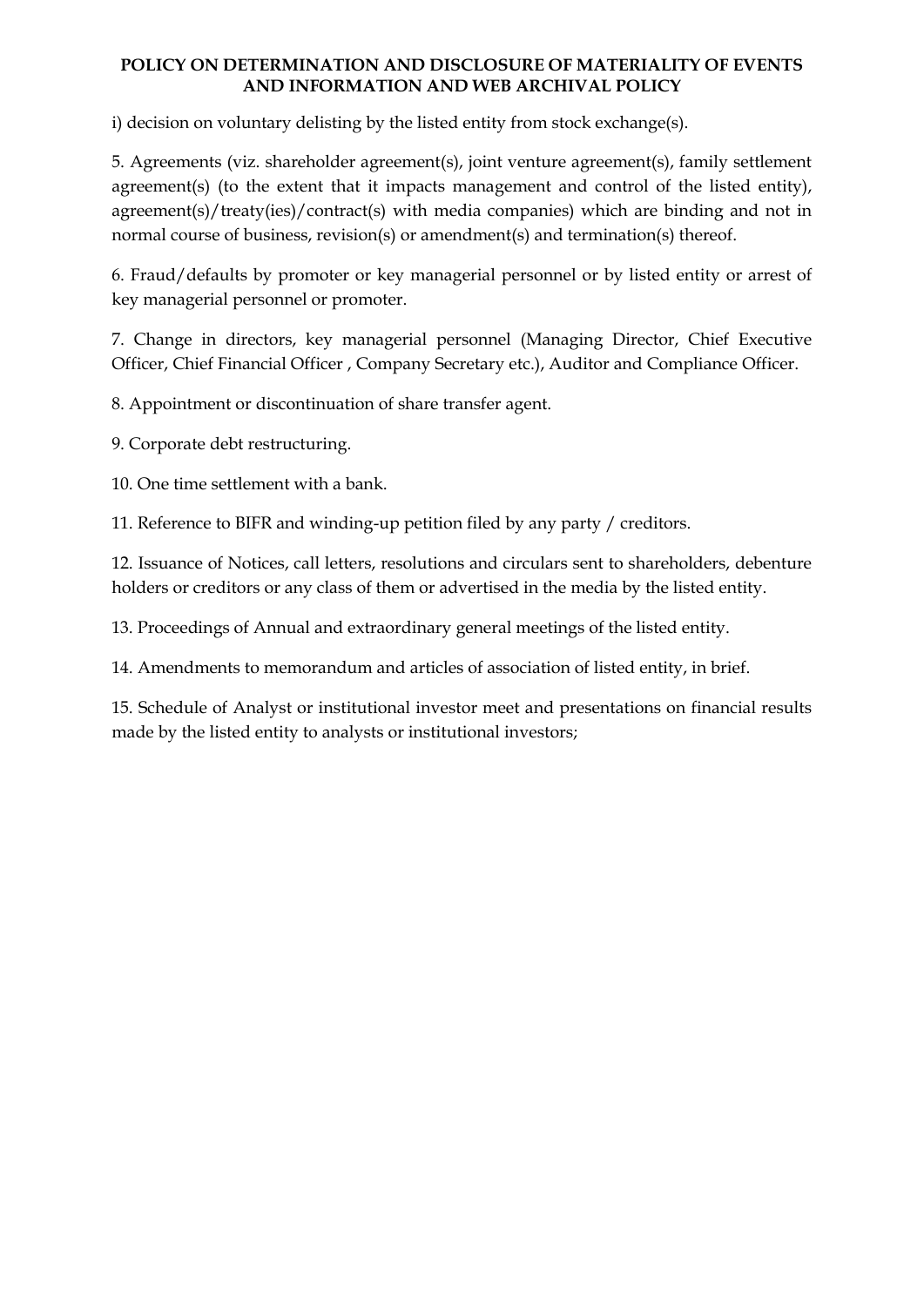i) decision on voluntary delisting by the listed entity from stock exchange(s).

5. Agreements (viz. shareholder agreement(s), joint venture agreement(s), family settlement agreement(s) (to the extent that it impacts management and control of the listed entity), agreement(s)/treaty(ies)/contract(s) with media companies) which are binding and not in normal course of business, revision(s) or amendment(s) and termination(s) thereof.

6. Fraud/defaults by promoter or key managerial personnel or by listed entity or arrest of key managerial personnel or promoter.

7. Change in directors, key managerial personnel (Managing Director, Chief Executive Officer, Chief Financial Officer , Company Secretary etc.), Auditor and Compliance Officer.

8. Appointment or discontinuation of share transfer agent.

9. Corporate debt restructuring.

10. One time settlement with a bank.

11. Reference to BIFR and winding-up petition filed by any party / creditors.

12. Issuance of Notices, call letters, resolutions and circulars sent to shareholders, debenture holders or creditors or any class of them or advertised in the media by the listed entity.

13. Proceedings of Annual and extraordinary general meetings of the listed entity.

14. Amendments to memorandum and articles of association of listed entity, in brief.

15. Schedule of Analyst or institutional investor meet and presentations on financial results made by the listed entity to analysts or institutional investors;